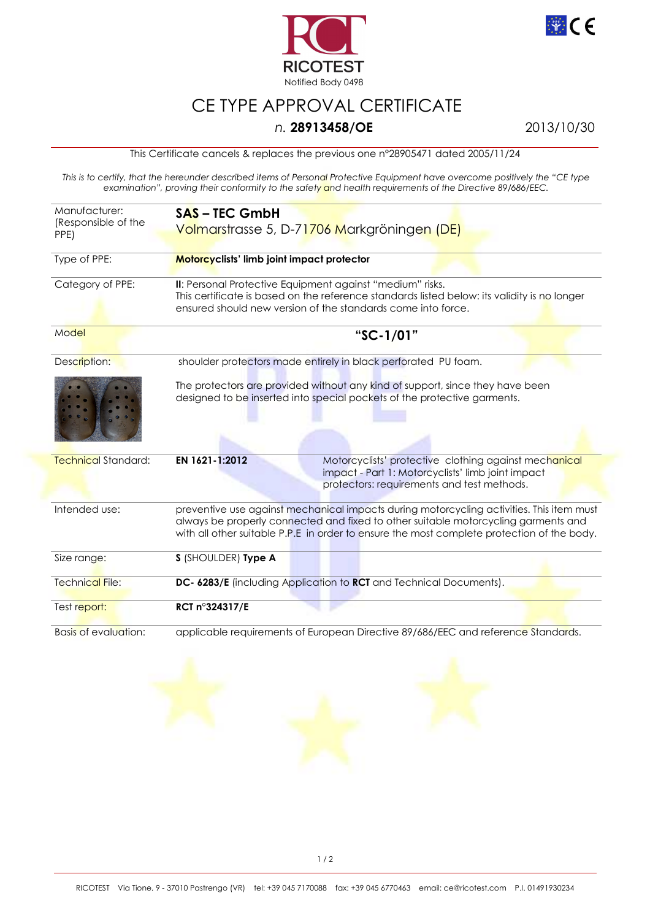RICOTEST

Notified Body 0498

# CE TYPE APPROVAL CERTIFICATE

## n. **28913458/OE**

2013/10/30

This Certificate cancels & replaces the previous one n°28905471 dated 2005/11/24

*This is to certify, that the hereunder described items of Personal Protective Equipment have overcome positively the "CE type examination", proving their conformity to the safety and health requirements of the Directive 89/686/EEC.*

| | | |
|---|---|---|
| Manufacturer: (Responsible of the PPE) | **SAS – TEC GmbH** Volmarstrasse 5, D-71706 Markgröningen (DE) | |
| Type of PPE: | **Motorcyclists' limb joint impact protector** | |
| Category of PPE: | **II**: Personal Protective Equipment against "medium" risks. This certificate is based on the reference standards listed below: its validity is no longer ensured should new version of the standards come into force. | |
| Model | **"SC-1/01"** | |
| Description: | shoulder protectors made entirely in black perforated PU foam. The protectors are provided without any kind of support, since they have been designed to be inserted into special pockets of the protective garments. | |
| Technical Standard: | **EN 1621-1:2012** | Motorcyclists' protective clothing against mechanical impact - Part 1: Motorcyclists' limb joint impact protectors: requirements and test methods. |
| Intended use: | preventive use against mechanical impacts during motorcycling activities. This item must always be properly connected and fixed to other suitable motorcycling garments and with all other suitable P.P.E in order to ensure the most complete protection of the body. | |
| Size range: | **S** (SHOULDER) **Type A** | |
| Technical File: | **DC- 6283/E** (including Application to **RCT** and Technical Documents). | |
| Test report: | **RCT n°324317/E** | |
| Basis of evaluation: | applicable requirements of European Directive 89/686/EEC and reference Standards. | |

RICOTEST Via Tione, 9 - 37010 Pastrengo (VR) tel: +39 045 7170088 fax: +39 045 6770463 email: ce@ricotest.com P.I. 01491930234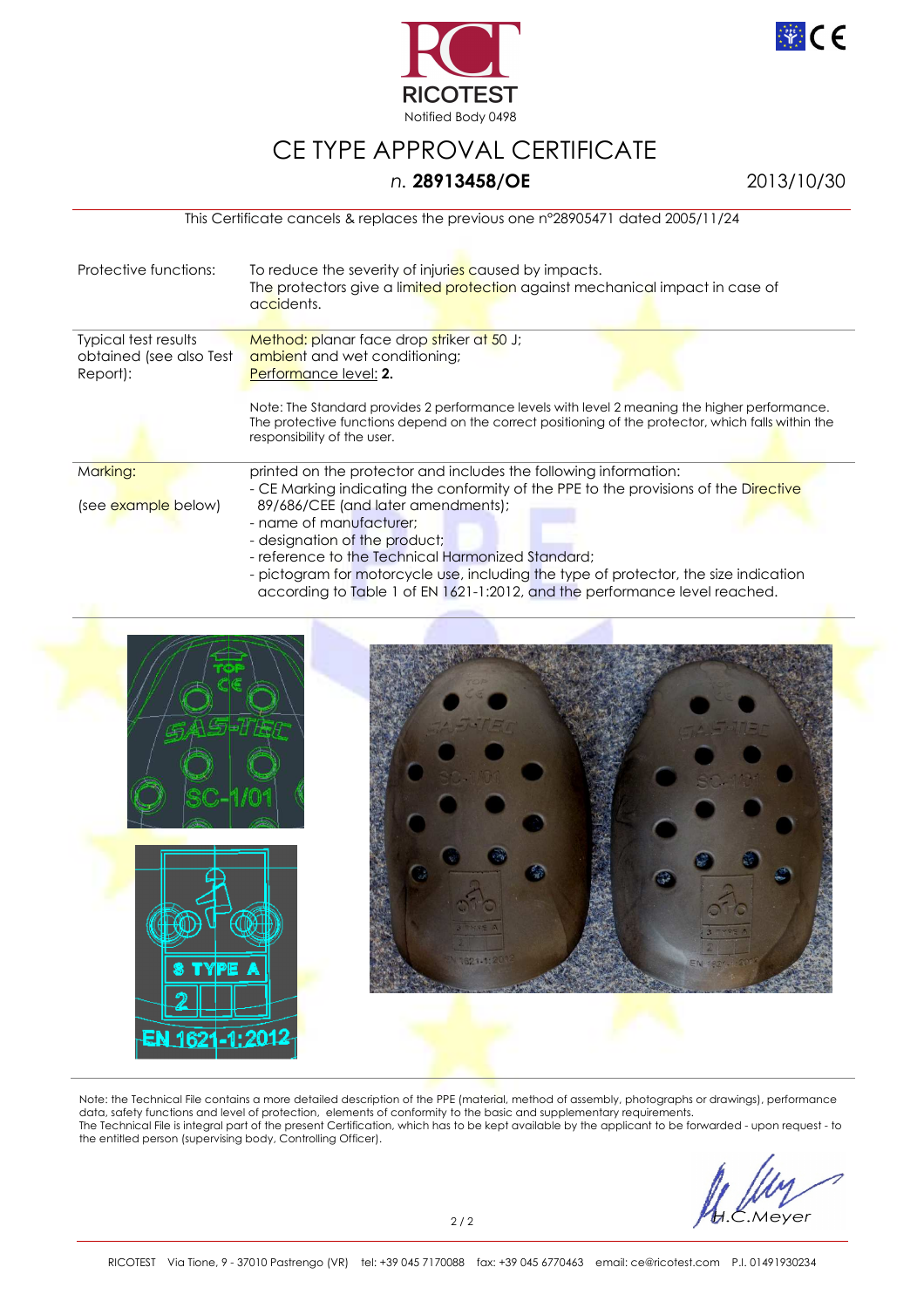RICOTEST

Notified Body 0498

# CE TYPE APPROVAL CERTIFICATE

*n.* **28913458/OE**

2013/10/30

This Certificate cancels & replaces the previous one n°28905471 dated 2005/11/24

| | |
|---|---|
| Protective functions: | To reduce the severity of injuries caused by impacts. The protectors give a limited protection against mechanical impact in case of accidents. |
| Typical test results obtained (see also Test Report): | Method: planar face drop striker at 50 J; ambient and wet conditioning; Performance level: **2.** <br><br> Note: The Standard provides 2 performance levels with level 2 meaning the higher performance. The protective functions depend on the correct positioning of the protector, which falls within the responsibility of the user. |
| Marking: <br><br> (see example below) | printed on the protector and includes the following information: <br> - CE Marking indicating the conformity of the PPE to the provisions of the Directive 89/686/CEE (and later amendments); <br> - name of manufacturer; <br> - designation of the product; <br> - reference to the Technical Harmonized Standard; <br> - pictogram for motorcycle use, including the type of protector, the size indication according to Table 1 of EN 1621-1:2012, and the performance level reached. |

Note: the Technical File contains a more detailed description of the PPE (material, method of assembly, photographs or drawings), performance data, safety functions and level of protection, elements of conformity to the basic and supplementary requirements.
The Technical File is integral part of the present Certification, which has to be kept available by the applicant to be forwarded - upon request - to the entitled person (supervising body, Controlling Officer).

H.C.Meyer

RICOTEST Via Tione, 9 - 37010 Pastrengo (VR) tel: +39 045 7170088 fax: +39 045 6770463 email: ce@ricotest.com P.I. 01491930234